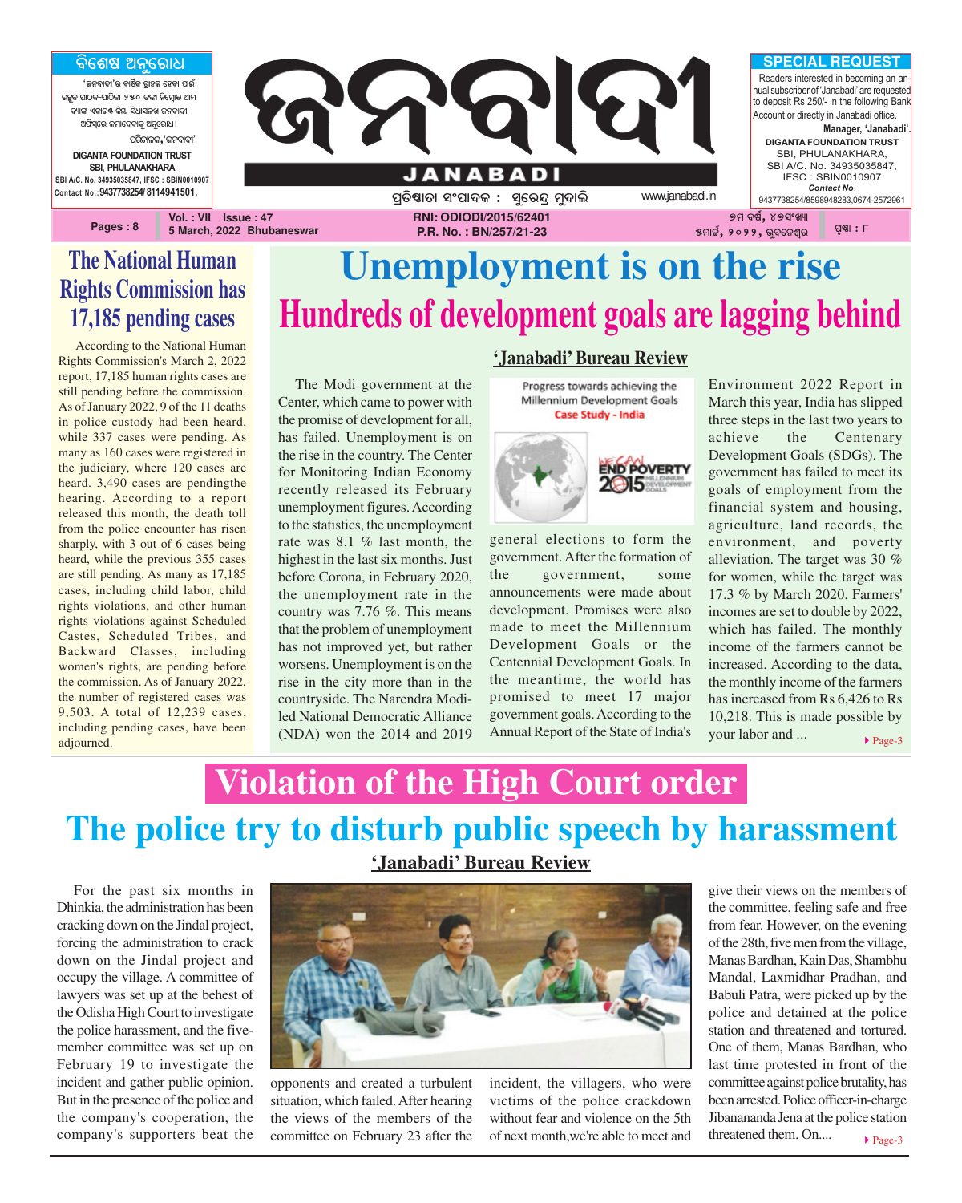# JANABADI

**ବିଶେଷ ଅନୁରୋଧ**

'ଜନବାଦୀ'ର ବାର୍ଷିକ ଗ୍ରାହକ ହେବା ପାଇଁ ଇଚ୍ଛୁକ ପାଠକ-ପାଠିକା ୨୫୦ ଟଙ୍କା ନିମ୍ନୋକ୍ତ ଆମ ବ୍ୟାଙ୍କ ଏକାଉଣ୍ଟ କିମ୍ବା ସିଧାସଳଖ ଜନବାଦୀ ଅଫିସ୍‌ରେ ଜମାଦେବାକୁ ଅନୁରୋଧ।

ପରିଚାଳକ,'ଜନବାଦୀ'

DIGANTA FOUNDATION TRUST
SBI, PHULANAKHARA
SBI A/C. No. 34935035847, IFSC : SBIN0010907
Contact No.:9437738254/ 8114941501,

**SPECIAL REQUEST**

Readers interested in becoming an annual subscriber of 'Janabadi' are requested to deposit Rs 250/- in the following Bank Account or directly in Janabadi office.

**Manager, 'Janabadi'.**

DIGANTA FOUNDATION TRUST
SBI, PHULANAKHARA,
SBI A/C. No. 34935035847,
IFSC : SBIN0010907
*Contact No.*
9437738254/8598948283,0674-2572961

ପ୍ରତିଷ୍ଠାତା ସଂପାଦକ : ସୁରେନ୍ଦ୍ର ମୁଦାଲି www.janabadi.in

Pages : 8 | Vol. : VII Issue : 47 | 5 March, 2022 Bhubaneswar | RNI: ODIODI/2015/62401 | P.R. No. : BN/257/21-23 | ୭ମ ବର୍ଷ, ୪୭ସଂଖ୍ୟା | ୫ମାର୍ଚ୍ଚ, ୨୦୨୨, ଭୁବନେଶ୍ୱର | ପୃଷ୍ଠା : ୮

## The National Human Rights Commission has 17,185 pending cases

According to the National Human Rights Commission's March 2, 2022 report, 17,185 human rights cases are still pending before the commission. As of January 2022, 9 of the 11 deaths in police custody had been heard, while 337 cases were pending. As many as 160 cases were registered in the judiciary, where 120 cases are heard. 3,490 cases are pendingthe hearing. According to a report released this month, the death toll from the police encounter has risen sharply, with 3 out of 6 cases being heard, while the previous 355 cases are still pending. As many as 17,185 cases, including child labor, child rights violations, and other human rights violations against Scheduled Castes, Scheduled Tribes, and Backward Classes, including women's rights, are pending before the commission. As of January 2022, the number of registered cases was 9,503. A total of 12,239 cases, including pending cases, have been adjourned.

# Unemployment is on the rise

## Hundreds of development goals are lagging behind

**'Janabadi' Bureau Review**

The Modi government at the Center, which came to power with the promise of development for all, has failed. Unemployment is on the rise in the country. The Center for Monitoring Indian Economy recently released its February unemployment figures. According to the statistics, the unemployment rate was 8.1 % last month, the highest in the last six months. Just before Corona, in February 2020, the unemployment rate in the country was 7.76 %. This means that the problem of unemployment has not improved yet, but rather worsens. Unemployment is on the rise in the city more than in the countryside. The Narendra Modi-led National Democratic Alliance (NDA) won the 2014 and 2019 general elections to form the government. After the formation of the government, some announcements were made about development. Promises were also made to meet the Millennium Development Goals or the Centennial Development Goals. In the meantime, the world has promised to meet 17 major government goals. According to the Annual Report of the State of India's Environment 2022 Report in March this year, India has slipped three steps in the last two years to achieve the Centenary Development Goals (SDGs). The government has failed to meet its goals of employment from the financial system and housing, agriculture, land records, the environment, and poverty alleviation. The target was 30 % for women, while the target was 17.3 % by March 2020. Farmers' incomes are set to double by 2022, which has failed. The monthly income of the farmers cannot be increased. According to the data, the monthly income of the farmers has increased from Rs 6,426 to Rs 10,218. This is made possible by your labor and ... ▸Page-3

# Violation of the High Court order

## The police try to disturb public speech by harassment

**'Janabadi' Bureau Review**

For the past six months in Dhinkia, the administration has been cracking down on the Jindal project, forcing the administration to crack down on the Jindal project and occupy the village. A committee of lawyers was set up at the behest of the Odisha High Court to investigate the police harassment, and the five-member committee was set up on February 19 to investigate the incident and gather public opinion. But in the presence of the police and the company's cooperation, the company's supporters beat the opponents and created a turbulent situation, which failed. After hearing the views of the members of the committee on February 23 after the incident, the villagers, who were victims of the police crackdown without fear and violence on the 5th of next month,we're able to meet and give their views on the members of the committee, feeling safe and free from fear. However, on the evening of the 28th, five men from the village, Manas Bardhan, Kain Das, Shambhu Mandal, Laxmidhar Pradhan, and Babuli Patra, were picked up by the police and detained at the police station and threatened and tortured. One of them, Manas Bardhan, who last time protested in front of the committee against police brutality, has been arrested. Police officer-in-charge Jibanananda Jena at the police station threatened them. On.... ▸Page-3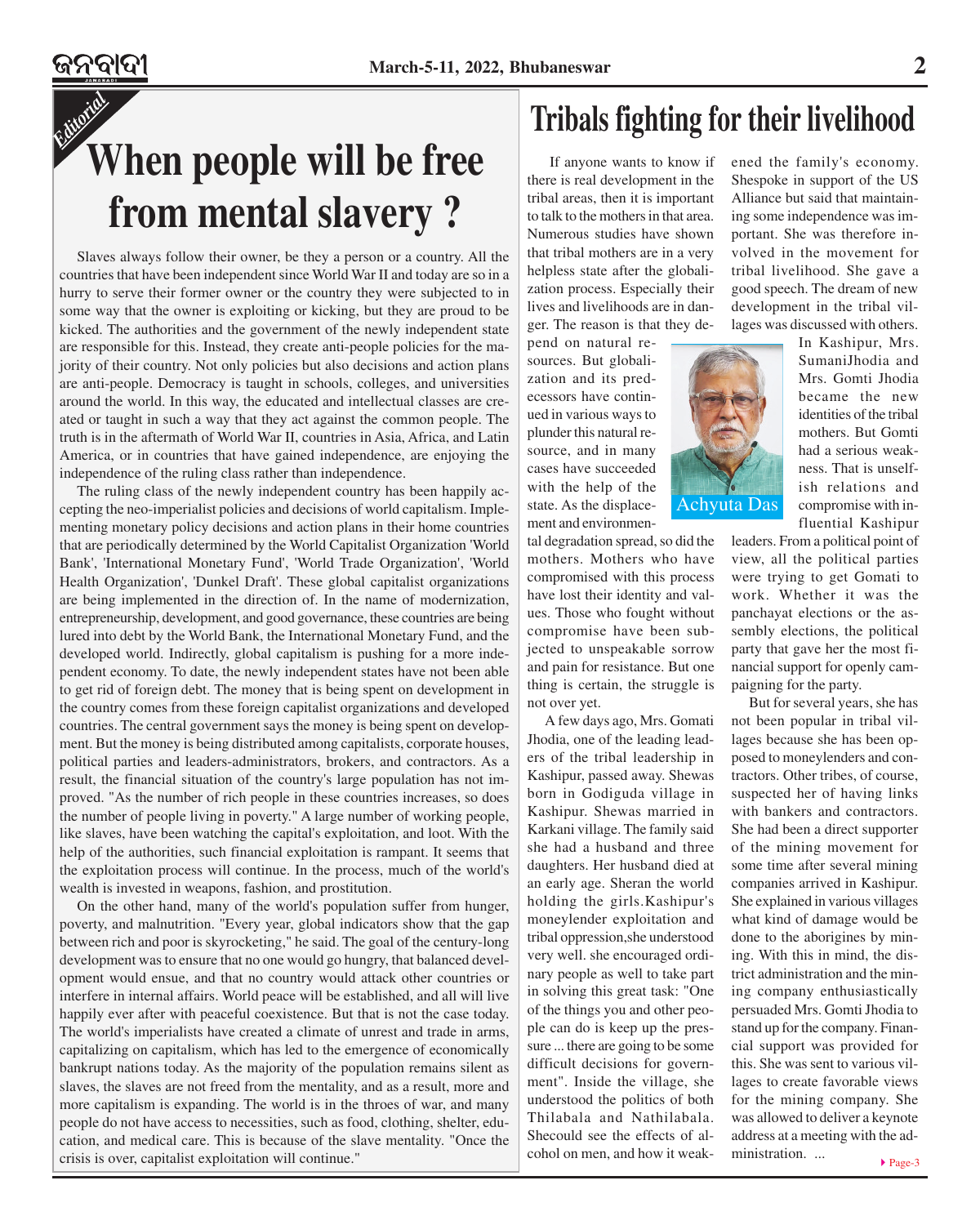*Editorial*

# When people will be free from mental slavery ?

Slaves always follow their owner, be they a person or a country. All the countries that have been independent since World War II and today are so in a hurry to serve their former owner or the country they were subjected to in some way that the owner is exploiting or kicking, but they are proud to be kicked. The authorities and the government of the newly independent state are responsible for this. Instead, they create anti-people policies for the majority of their country. Not only policies but also decisions and action plans are anti-people. Democracy is taught in schools, colleges, and universities around the world. In this way, the educated and intellectual classes are created or taught in such a way that they act against the common people. The truth is in the aftermath of World War II, countries in Asia, Africa, and Latin America, or in countries that have gained independence, are enjoying the independence of the ruling class rather than independence.

The ruling class of the newly independent country has been happily accepting the neo-imperialist policies and decisions of world capitalism. Implementing monetary policy decisions and action plans in their home countries that are periodically determined by the World Capitalist Organization 'World Bank', 'International Monetary Fund', 'World Trade Organization', 'World Health Organization', 'Dunkel Draft'. These global capitalist organizations are being implemented in the direction of. In the name of modernization, entrepreneurship, development, and good governance, these countries are being lured into debt by the World Bank, the International Monetary Fund, and the developed world. Indirectly, global capitalism is pushing for a more independent economy. To date, the newly independent states have not been able to get rid of foreign debt. The money that is being spent on development in the country comes from these foreign capitalist organizations and developed countries. The central government says the money is being spent on development. But the money is being distributed among capitalists, corporate houses, political parties and leaders-administrators, brokers, and contractors. As a result, the financial situation of the country's large population has not improved. "As the number of rich people in these countries increases, so does the number of people living in poverty." A large number of working people, like slaves, have been watching the capital's exploitation, and loot. With the help of the authorities, such financial exploitation is rampant. It seems that the exploitation process will continue. In the process, much of the world's wealth is invested in weapons, fashion, and prostitution.

On the other hand, many of the world's population suffer from hunger, poverty, and malnutrition. "Every year, global indicators show that the gap between rich and poor is skyrocketing," he said. The goal of the century-long development was to ensure that no one would go hungry, that balanced development would ensue, and that no country would attack other countries or interfere in internal affairs. World peace will be established, and all will live happily ever after with peaceful coexistence. But that is not the case today. The world's imperialists have created a climate of unrest and trade in arms, capitalizing on capitalism, which has led to the emergence of economically bankrupt nations today. As the majority of the population remains silent as slaves, the slaves are not freed from the mentality, and as a result, more and more capitalism is expanding. The world is in the throes of war, and many people do not have access to necessities, such as food, clothing, shelter, education, and medical care. This is because of the slave mentality. "Once the crisis is over, capitalist exploitation will continue."

# Tribals fighting for their livelihood

Achyuta Das

If anyone wants to know if there is real development in the tribal areas, then it is important to talk to the mothers in that area. Numerous studies have shown that tribal mothers are in a very helpless state after the globalization process. Especially their lives and livelihoods are in danger. The reason is that they depend on natural resources. But globalization and its predecessors have continued in various ways to plunder this natural resource, and in many cases have succeeded with the help of the state. As the displacement and environmental degradation spread, so did the mothers. Mothers who have compromised with this process have lost their identity and values. Those who fought without compromise have been subjected to unspeakable sorrow and pain for resistance. But one thing is certain, the struggle is not over yet.

A few days ago, Mrs. Gomati Jhodia, one of the leading leaders of the tribal leadership in Kashipur, passed away. Shewas born in Godiguda village in Kashipur. Shewas married in Karkani village. The family said she had a husband and three daughters. Her husband died at an early age. Sheran the world holding the girls.Kashipur's moneylender exploitation and tribal oppression,she understood very well. she encouraged ordinary people as well to take part in solving this great task: "One of the things you and other people can do is keep up the pressure ... there are going to be some difficult decisions for government". Inside the village, she understood the politics of both Thilabala and Nathilabala. Shecould see the effects of alcohol on men, and how it weakened the family's economy. Shespoke in support of the US Alliance but said that maintaining some independence was important. She was therefore involved in the movement for tribal livelihood. She gave a good speech. The dream of new development in the tribal villages was discussed with others.

In Kashipur, Mrs. SumaniJhodia and Mrs. Gomti Jhodia became the new identities of the tribal mothers. But Gomti had a serious weakness. That is unselfish relations and compromise with influential Kashipur leaders. From a political point of view, all the political parties were trying to get Gomati to work. Whether it was the panchayat elections or the assembly elections, the political party that gave her the most financial support for openly campaigning for the party.

But for several years, she has not been popular in tribal villages because she has been opposed to moneylenders and contractors. Other tribes, of course, suspected her of having links with bankers and contractors. She had been a direct supporter of the mining movement for some time after several mining companies arrived in Kashipur. She explained in various villages what kind of damage would be done to the aborigines by mining. With this in mind, the district administration and the mining company enthusiastically persuaded Mrs. Gomti Jhodia to stand up for the company. Financial support was provided for this. She was sent to various villages to create favorable views for the mining company. She was allowed to deliver a keynote address at a meeting with the administration. ...

▸ Page-3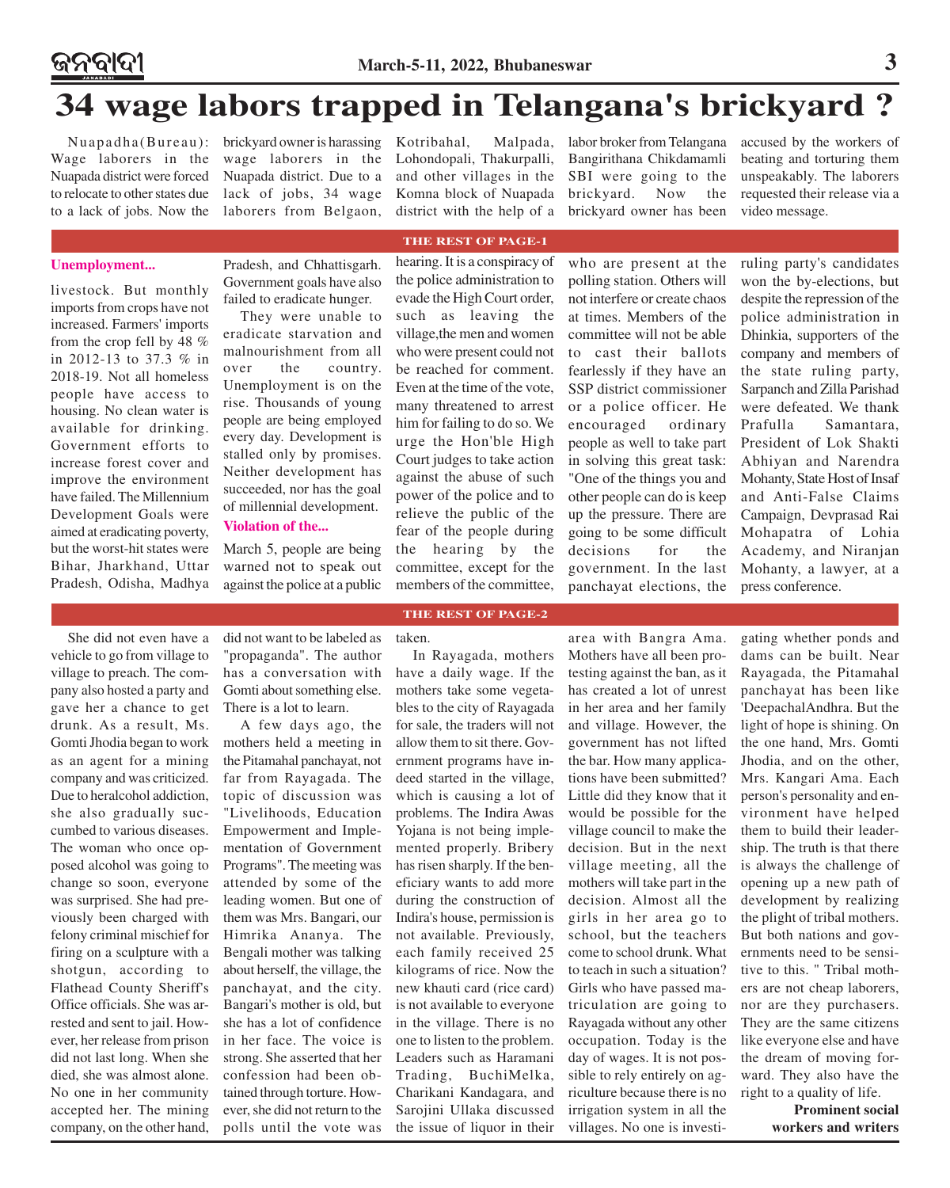# 34 wage labors trapped in Telangana's brickyard ?

Nuapadha(Bureau): Wage laborers in the Nuapada district were forced to relocate to other states due to a lack of jobs. Now the brickyard owner is harassing wage laborers in the Nuapada district. Due to a lack of jobs, 34 wage laborers from Belgaon, Kotribahal, Malpada, Lohondopali, Thakurpalli, and other villages in the Komna block of Nuapada district with the help of a labor broker from Telangana Bangirithana Chikdamamli SBI were going to the brickyard. Now the brickyard owner has been accused by the workers of beating and torturing them unspeakably. The laborers requested their release via a video message.

## THE REST OF PAGE-1

**Unemployment...**

livestock. But monthly imports from crops have not increased. Farmers' imports from the crop fell by 48 % in 2012-13 to 37.3 % in 2018-19. Not all homeless people have access to housing. No clean water is available for drinking. Government efforts to increase forest cover and improve the environment have failed. The Millennium Development Goals were aimed at eradicating poverty, but the worst-hit states were Bihar, Jharkhand, Uttar Pradesh, Odisha, Madhya Pradesh, and Chhattisgarh. Government goals have also failed to eradicate hunger.

They were unable to eradicate starvation and malnourishment from all over the country. Unemployment is on the rise. Thousands of young people are being employed every day. Development is stalled only by promises. Neither development has succeeded, nor has the goal of millennial development.

**Violation of the...**

March 5, people are being warned not to speak out against the police at a public hearing. It is a conspiracy of the police administration to evade the High Court order, such as leaving the village,the men and women who were present could not be reached for comment. Even at the time of the vote, many threatened to arrest him for failing to do so. We urge the Hon'ble High Court judges to take action against the abuse of such power of the police and to relieve the public of the fear of the people during the hearing by the committee, except for the members of the committee, who are present at the polling station. Others will not interfere or create chaos at times. Members of the committee will not be able to cast their ballots fearlessly if they have an SSP district commissioner or a police officer. He encouraged ordinary people as well to take part in solving this great task: "One of the things you and other people can do is keep up the pressure. There are going to be some difficult decisions for the government. In the last panchayat elections, the ruling party's candidates won the by-elections, but despite the repression of the police administration in Dhinkia, supporters of the company and members of the state ruling party, Sarpanch and Zilla Parishad were defeated. We thank Prafulla Samantara, President of Lok Shakti Abhiyan and Narendra Mohanty, State Host of Insaf and Anti-False Claims Campaign, Devprasad Rai Mohapatra of Lohia Academy, and Niranjan Mohanty, a lawyer, at a press conference.

## THE REST OF PAGE-2

She did not even have a vehicle to go from village to village to preach. The company also hosted a party and gave her a chance to get drunk. As a result, Ms. Gomti Jhodia began to work as an agent for a mining company and was criticized. Due to heralcohol addiction, she also gradually succumbed to various diseases. The woman who once opposed alcohol was going to change so soon, everyone was surprised. She had previously been charged with felony criminal mischief for firing on a sculpture with a shotgun, according to Flathead County Sheriff's Office officials. She was arrested and sent to jail. However, her release from prison did not last long. When she died, she was almost alone. No one in her community accepted her. The mining company, on the other hand, did not want to be labeled as "propaganda". The author has a conversation with Gomti about something else. There is a lot to learn.

A few days ago, the mothers held a meeting in the Pitamahal panchayat, not far from Rayagada. The topic of discussion was "Livelihoods, Education Empowerment and Implementation of Government Programs". The meeting was attended by some of the leading women. But one of them was Mrs. Bangari, our Himrika Ananya. The Bengali mother was talking about herself, the village, the panchayat, and the city. Bangari's mother is old, but she has a lot of confidence in her face. The voice is strong. She asserted that her confession had been obtained through torture. However, she did not return to the polls until the vote was taken.

In Rayagada, mothers have a daily wage. If the mothers take some vegetables to the city of Rayagada for sale, the traders will not allow them to sit there. Government programs have indeed started in the village, which is causing a lot of problems. The Indira Awas Yojana is not being implemented properly. Bribery has risen sharply. If the beneficiary wants to add more during the construction of Indira's house, permission is not available. Previously, each family received 25 kilograms of rice. Now the new khauti card (rice card) is not available to everyone in the village. There is no one to listen to the problem. Leaders such as Haramani Trading, BuchiMelka, Charikani Kandagara, and Sarojini Ullaka discussed the issue of liquor in their area with Bangra Ama. Mothers have all been protesting against the ban, as it has created a lot of unrest in her area and her family and village. However, the government has not lifted the bar. How many applications have been submitted? Little did they know that it would be possible for the village council to make the decision. But in the next village meeting, all the mothers will take part in the decision. Almost all the girls in her area go to school, but the teachers come to school drunk. What to teach in such a situation? Girls who have passed matriculation are going to Rayagada without any other occupation. Today is the day of wages. It is not possible to rely entirely on agriculture because there is no irrigation system in all the villages. No one is investigating whether ponds and dams can be built. Near Rayagada, the Pitamahal panchayat has been like 'DeepachalAndhra. But the light of hope is shining. On the one hand, Mrs. Gomti Jhodia, and on the other, Mrs. Kangari Ama. Each person's personality and environment have helped them to build their leadership. The truth is that there is always the challenge of opening up a new path of development by realizing the plight of tribal mothers. But both nations and governments need to be sensitive to this. " Tribal mothers are not cheap laborers, nor are they purchasers. They are the same citizens like everyone else and have the dream of moving forward. They also have the right to a quality of life.

**Prominent social workers and writers**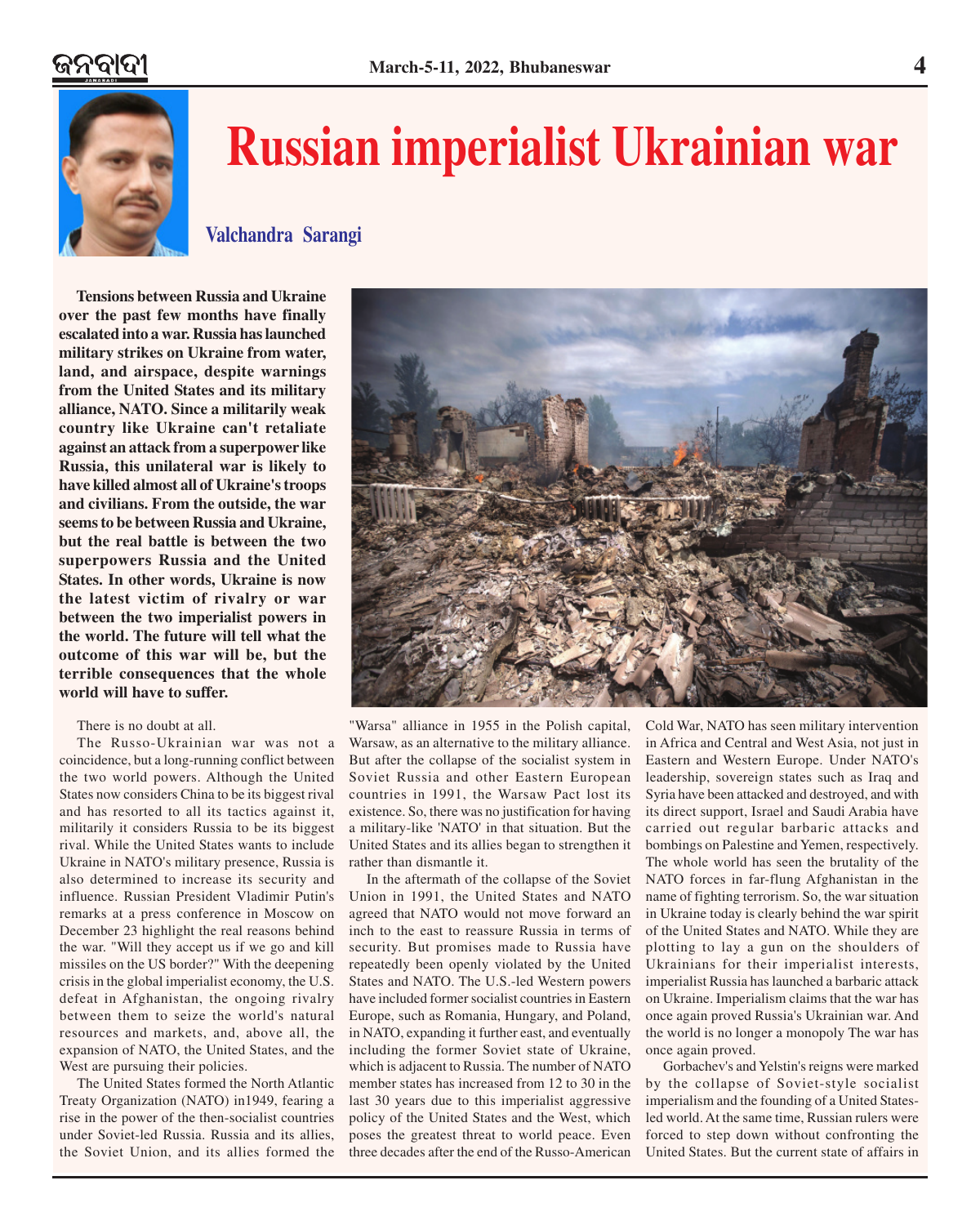# Russian imperialist Ukrainian war

### Valchandra Sarangi

**Tensions between Russia and Ukraine over the past few months have finally escalated into a war. Russia has launched military strikes on Ukraine from water, land, and airspace, despite warnings from the United States and its military alliance, NATO. Since a militarily weak country like Ukraine can't retaliate against an attack from a superpower like Russia, this unilateral war is likely to have killed almost all of Ukraine's troops and civilians. From the outside, the war seems to be between Russia and Ukraine, but the real battle is between the two superpowers Russia and the United States. In other words, Ukraine is now the latest victim of rivalry or war between the two imperialist powers in the world. The future will tell what the outcome of this war will be, but the terrible consequences that the whole world will have to suffer.**

There is no doubt at all.

The Russo-Ukrainian war was not a coincidence, but a long-running conflict between the two world powers. Although the United States now considers China to be its biggest rival and has resorted to all its tactics against it, militarily it considers Russia to be its biggest rival. While the United States wants to include Ukraine in NATO's military presence, Russia is also determined to increase its security and influence. Russian President Vladimir Putin's remarks at a press conference in Moscow on December 23 highlight the real reasons behind the war. "Will they accept us if we go and kill missiles on the US border?" With the deepening crisis in the global imperialist economy, the U.S. defeat in Afghanistan, the ongoing rivalry between them to seize the world's natural resources and markets, and, above all, the expansion of NATO, the United States, and the West are pursuing their policies.

The United States formed the North Atlantic Treaty Organization (NATO) in1949, fearing a rise in the power of the then-socialist countries under Soviet-led Russia. Russia and its allies, the Soviet Union, and its allies formed the "Warsa" alliance in 1955 in the Polish capital, Warsaw, as an alternative to the military alliance. But after the collapse of the socialist system in Soviet Russia and other Eastern European countries in 1991, the Warsaw Pact lost its existence. So, there was no justification for having a military-like 'NATO' in that situation. But the United States and its allies began to strengthen it rather than dismantle it.

In the aftermath of the collapse of the Soviet Union in 1991, the United States and NATO agreed that NATO would not move forward an inch to the east to reassure Russia in terms of security. But promises made to Russia have repeatedly been openly violated by the United States and NATO. The U.S.-led Western powers have included former socialist countries in Eastern Europe, such as Romania, Hungary, and Poland, in NATO, expanding it further east, and eventually including the former Soviet state of Ukraine, which is adjacent to Russia. The number of NATO member states has increased from 12 to 30 in the last 30 years due to this imperialist aggressive policy of the United States and the West, which poses the greatest threat to world peace. Even three decades after the end of the Russo-American Cold War, NATO has seen military intervention in Africa and Central and West Asia, not just in Eastern and Western Europe. Under NATO's leadership, sovereign states such as Iraq and Syria have been attacked and destroyed, and with its direct support, Israel and Saudi Arabia have carried out regular barbaric attacks and bombings on Palestine and Yemen, respectively. The whole world has seen the brutality of the NATO forces in far-flung Afghanistan in the name of fighting terrorism. So, the war situation in Ukraine today is clearly behind the war spirit of the United States and NATO. While they are plotting to lay a gun on the shoulders of Ukrainians for their imperialist interests, imperialist Russia has launched a barbaric attack on Ukraine. Imperialism claims that the war has once again proved Russia's Ukrainian war. And the world is no longer a monopoly The war has once again proved.

Gorbachev's and Yelstin's reigns were marked by the collapse of Soviet-style socialist imperialism and the founding of a United States-led world. At the same time, Russian rulers were forced to step down without confronting the United States. But the current state of affairs in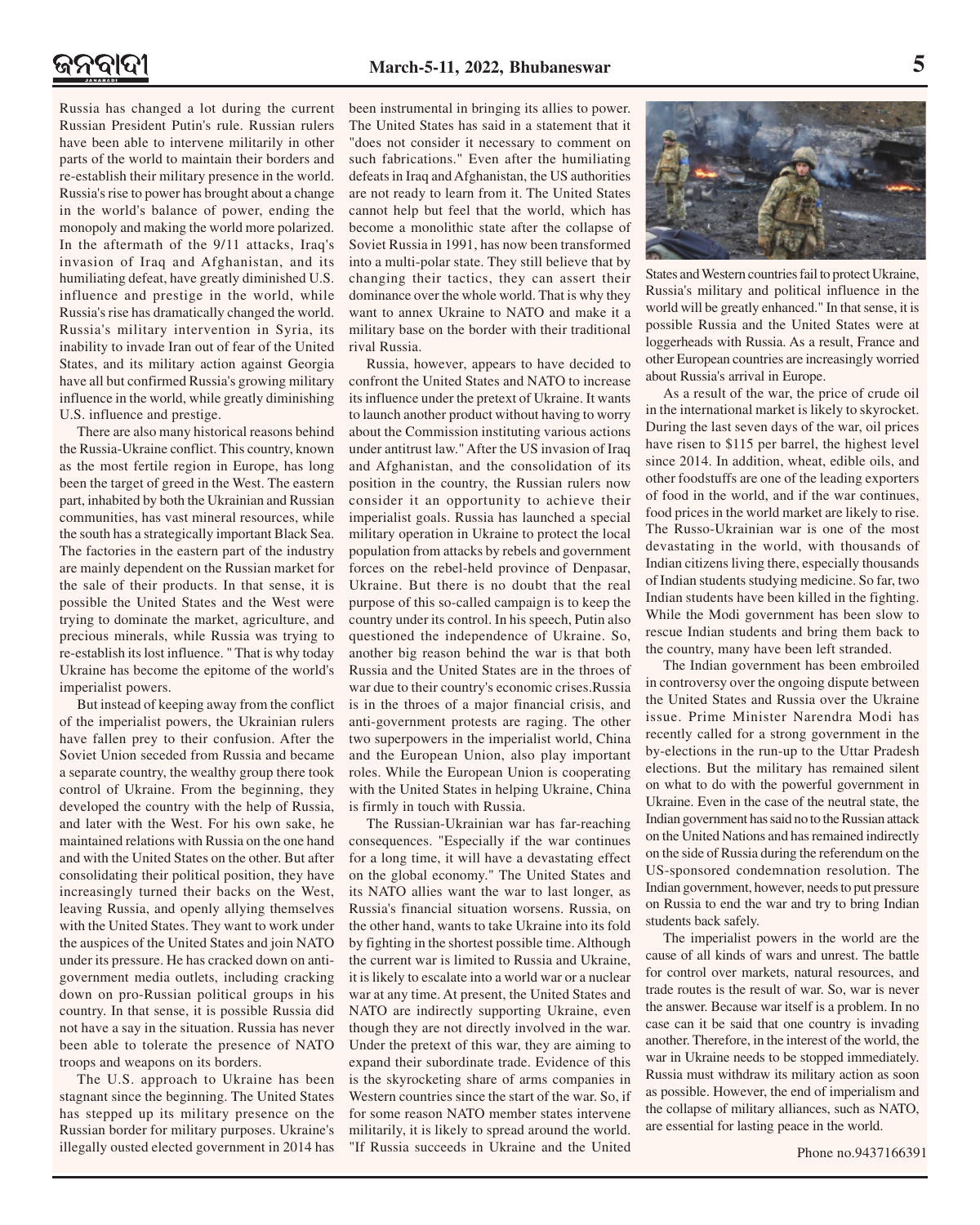Russia has changed a lot during the current Russian President Putin's rule. Russian rulers have been able to intervene militarily in other parts of the world to maintain their borders and re-establish their military presence in the world. Russia's rise to power has brought about a change in the world's balance of power, ending the monopoly and making the world more polarized. In the aftermath of the 9/11 attacks, Iraq's invasion of Iraq and Afghanistan, and its humiliating defeat, have greatly diminished U.S. influence and prestige in the world, while Russia's rise has dramatically changed the world. Russia's military intervention in Syria, its inability to invade Iran out of fear of the United States, and its military action against Georgia have all but confirmed Russia's growing military influence in the world, while greatly diminishing U.S. influence and prestige.

There are also many historical reasons behind the Russia-Ukraine conflict. This country, known as the most fertile region in Europe, has long been the target of greed in the West. The eastern part, inhabited by both the Ukrainian and Russian communities, has vast mineral resources, while the south has a strategically important Black Sea. The factories in the eastern part of the industry are mainly dependent on the Russian market for the sale of their products. In that sense, it is possible the United States and the West were trying to dominate the market, agriculture, and precious minerals, while Russia was trying to re-establish its lost influence. " That is why today Ukraine has become the epitome of the world's imperialist powers.

But instead of keeping away from the conflict of the imperialist powers, the Ukrainian rulers have fallen prey to their confusion. After the Soviet Union seceded from Russia and became a separate country, the wealthy group there took control of Ukraine. From the beginning, they developed the country with the help of Russia, and later with the West. For his own sake, he maintained relations with Russia on the one hand and with the United States on the other. But after consolidating their political position, they have increasingly turned their backs on the West, leaving Russia, and openly allying themselves with the United States. They want to work under the auspices of the United States and join NATO under its pressure. He has cracked down on anti-government media outlets, including cracking down on pro-Russian political groups in his country. In that sense, it is possible Russia did not have a say in the situation. Russia has never been able to tolerate the presence of NATO troops and weapons on its borders.

The U.S. approach to Ukraine has been stagnant since the beginning. The United States has stepped up its military presence on the Russian border for military purposes. Ukraine's illegally ousted elected government in 2014 has been instrumental in bringing its allies to power. The United States has said in a statement that it "does not consider it necessary to comment on such fabrications." Even after the humiliating defeats in Iraq and Afghanistan, the US authorities are not ready to learn from it. The United States cannot help but feel that the world, which has become a monolithic state after the collapse of Soviet Russia in 1991, has now been transformed into a multi-polar state. They still believe that by changing their tactics, they can assert their dominance over the whole world. That is why they want to annex Ukraine to NATO and make it a military base on the border with their traditional rival Russia.

Russia, however, appears to have decided to confront the United States and NATO to increase its influence under the pretext of Ukraine. It wants to launch another product without having to worry about the Commission instituting various actions under antitrust law." After the US invasion of Iraq and Afghanistan, and the consolidation of its position in the country, the Russian rulers now consider it an opportunity to achieve their imperialist goals. Russia has launched a special military operation in Ukraine to protect the local population from attacks by rebels and government forces on the rebel-held province of Denpasar, Ukraine. But there is no doubt that the real purpose of this so-called campaign is to keep the country under its control. In his speech, Putin also questioned the independence of Ukraine. So, another big reason behind the war is that both Russia and the United States are in the throes of war due to their country's economic crises.Russia is in the throes of a major financial crisis, and anti-government protests are raging. The other two superpowers in the imperialist world, China and the European Union, also play important roles. While the European Union is cooperating with the United States in helping Ukraine, China is firmly in touch with Russia.

The Russian-Ukrainian war has far-reaching consequences. "Especially if the war continues for a long time, it will have a devastating effect on the global economy." The United States and its NATO allies want the war to last longer, as Russia's financial situation worsens. Russia, on the other hand, wants to take Ukraine into its fold by fighting in the shortest possible time. Although the current war is limited to Russia and Ukraine, it is likely to escalate into a world war or a nuclear war at any time. At present, the United States and NATO are indirectly supporting Ukraine, even though they are not directly involved in the war. Under the pretext of this war, they are aiming to expand their subordinate trade. Evidence of this is the skyrocketing share of arms companies in Western countries since the start of the war. So, if for some reason NATO member states intervene militarily, it is likely to spread around the world. "If Russia succeeds in Ukraine and the United States and Western countries fail to protect Ukraine, Russia's military and political influence in the world will be greatly enhanced." In that sense, it is possible Russia and the United States were at loggerheads with Russia. As a result, France and other European countries are increasingly worried about Russia's arrival in Europe.

As a result of the war, the price of crude oil in the international market is likely to skyrocket. During the last seven days of the war, oil prices have risen to $115 per barrel, the highest level since 2014. In addition, wheat, edible oils, and other foodstuffs are one of the leading exporters of food in the world, and if the war continues, food prices in the world market are likely to rise. The Russo-Ukrainian war is one of the most devastating in the world, with thousands of Indian citizens living there, especially thousands of Indian students studying medicine. So far, two Indian students have been killed in the fighting. While the Modi government has been slow to rescue Indian students and bring them back to the country, many have been left stranded.

The Indian government has been embroiled in controversy over the ongoing dispute between the United States and Russia over the Ukraine issue. Prime Minister Narendra Modi has recently called for a strong government in the by-elections in the run-up to the Uttar Pradesh elections. But the military has remained silent on what to do with the powerful government in Ukraine. Even in the case of the neutral state, the Indian government has said no to the Russian attack on the United Nations and has remained indirectly on the side of Russia during the referendum on the US-sponsored condemnation resolution. The Indian government, however, needs to put pressure on Russia to end the war and try to bring Indian students back safely.

The imperialist powers in the world are the cause of all kinds of wars and unrest. The battle for control over markets, natural resources, and trade routes is the result of war. So, war is never the answer. Because war itself is a problem. In no case can it be said that one country is invading another. Therefore, in the interest of the world, the war in Ukraine needs to be stopped immediately. Russia must withdraw its military action as soon as possible. However, the end of imperialism and the collapse of military alliances, such as NATO, are essential for lasting peace in the world.

Phone no.9437166391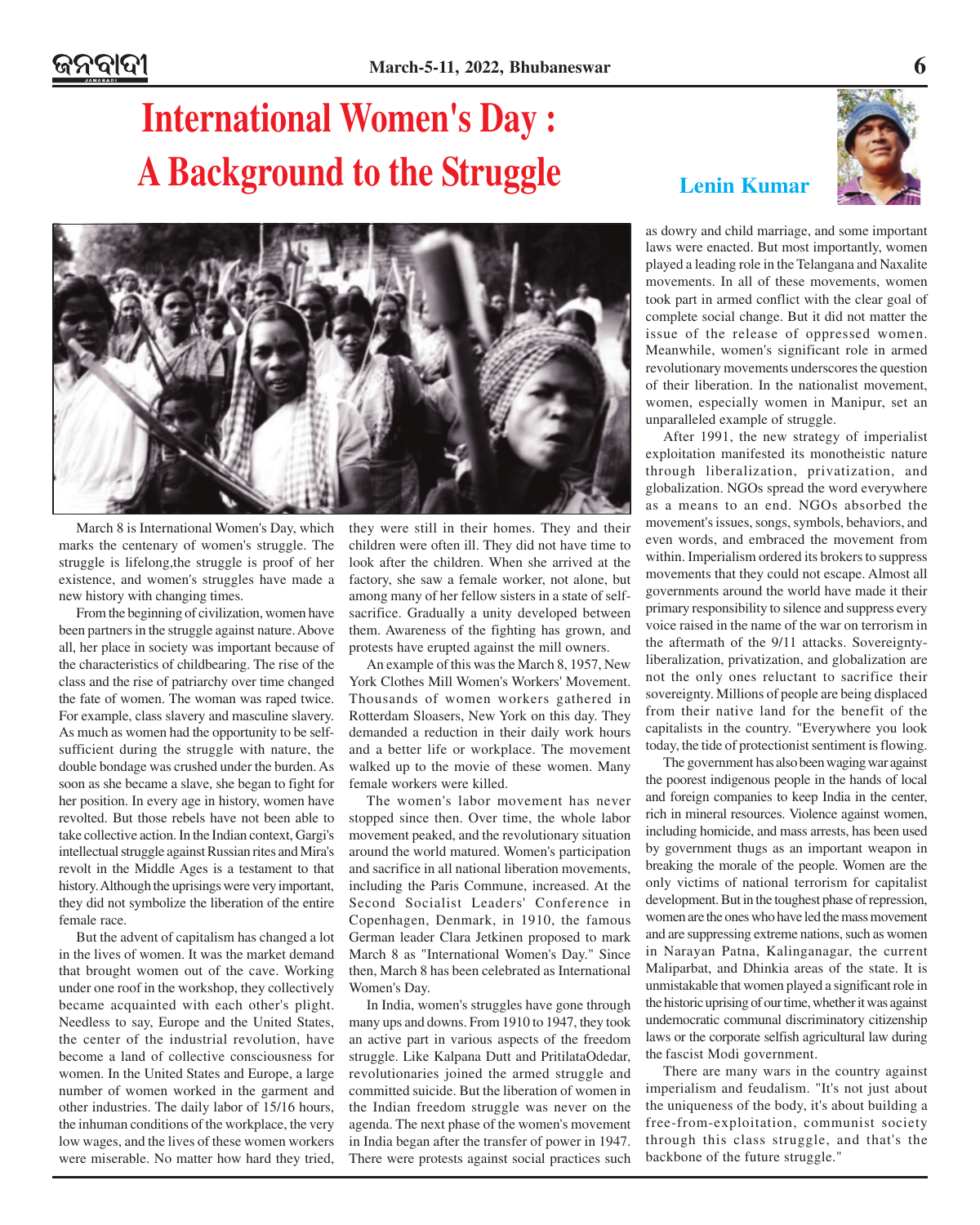# International Women's Day : A Background to the Struggle

**Lenin Kumar**

March 8 is International Women's Day, which marks the centenary of women's struggle. The struggle is lifelong,the struggle is proof of her existence, and women's struggles have made a new history with changing times.

From the beginning of civilization, women have been partners in the struggle against nature. Above all, her place in society was important because of the characteristics of childbearing. The rise of the class and the rise of patriarchy over time changed the fate of women. The woman was raped twice. For example, class slavery and masculine slavery. As much as women had the opportunity to be self-sufficient during the struggle with nature, the double bondage was crushed under the burden. As soon as she became a slave, she began to fight for her position. In every age in history, women have revolted. But those rebels have not been able to take collective action. In the Indian context, Gargi's intellectual struggle against Russian rites and Mira's revolt in the Middle Ages is a testament to that history. Although the uprisings were very important, they did not symbolize the liberation of the entire female race.

But the advent of capitalism has changed a lot in the lives of women. It was the market demand that brought women out of the cave. Working under one roof in the workshop, they collectively became acquainted with each other's plight. Needless to say, Europe and the United States, the center of the industrial revolution, have become a land of collective consciousness for women. In the United States and Europe, a large number of women worked in the garment and other industries. The daily labor of 15/16 hours, the inhuman conditions of the workplace, the very low wages, and the lives of these women workers were miserable. No matter how hard they tried, they were still in their homes. They and their children were often ill. They did not have time to look after the children. When she arrived at the factory, she saw a female worker, not alone, but among many of her fellow sisters in a state of self-sacrifice. Gradually a unity developed between them. Awareness of the fighting has grown, and protests have erupted against the mill owners.

An example of this was the March 8, 1957, New York Clothes Mill Women's Workers' Movement. Thousands of women workers gathered in Rotterdam Sloasers, New York on this day. They demanded a reduction in their daily work hours and a better life or workplace. The movement walked up to the movie of these women. Many female workers were killed.

The women's labor movement has never stopped since then. Over time, the whole labor movement peaked, and the revolutionary situation around the world matured. Women's participation and sacrifice in all national liberation movements, including the Paris Commune, increased. At the Second Socialist Leaders' Conference in Copenhagen, Denmark, in 1910, the famous German leader Clara Jetkinen proposed to mark March 8 as "International Women's Day." Since then, March 8 has been celebrated as International Women's Day.

In India, women's struggles have gone through many ups and downs. From 1910 to 1947, they took an active part in various aspects of the freedom struggle. Like Kalpana Dutt and PritilataOdedar, revolutionaries joined the armed struggle and committed suicide. But the liberation of women in the Indian freedom struggle was never on the agenda. The next phase of the women's movement in India began after the transfer of power in 1947. There were protests against social practices such as dowry and child marriage, and some important laws were enacted. But most importantly, women played a leading role in the Telangana and Naxalite movements. In all of these movements, women took part in armed conflict with the clear goal of complete social change. But it did not matter the issue of the release of oppressed women. Meanwhile, women's significant role in armed revolutionary movements underscores the question of their liberation. In the nationalist movement, women, especially women in Manipur, set an unparalleled example of struggle.

After 1991, the new strategy of imperialist exploitation manifested its monotheistic nature through liberalization, privatization, and globalization. NGOs spread the word everywhere as a means to an end. NGOs absorbed the movement's issues, songs, symbols, behaviors, and even words, and embraced the movement from within. Imperialism ordered its brokers to suppress movements that they could not escape. Almost all governments around the world have made it their primary responsibility to silence and suppress every voice raised in the name of the war on terrorism in the aftermath of the 9/11 attacks. Sovereignty-liberalization, privatization, and globalization are not the only ones reluctant to sacrifice their sovereignty. Millions of people are being displaced from their native land for the benefit of the capitalists in the country. "Everywhere you look today, the tide of protectionist sentiment is flowing.

The government has also been waging war against the poorest indigenous people in the hands of local and foreign companies to keep India in the center, rich in mineral resources. Violence against women, including homicide, and mass arrests, has been used by government thugs as an important weapon in breaking the morale of the people. Women are the only victims of national terrorism for capitalist development. But in the toughest phase of repression, women are the ones who have led the mass movement and are suppressing extreme nations, such as women in Narayan Patna, Kalinganagar, the current Maliparbat, and Dhinkia areas of the state. It is unmistakable that women played a significant role in the historic uprising of our time, whether it was against undemocratic communal discriminatory citizenship laws or the corporate selfish agricultural law during the fascist Modi government.

There are many wars in the country against imperialism and feudalism. "It's not just about the uniqueness of the body, it's about building a free-from-exploitation, communist society through this class struggle, and that's the backbone of the future struggle."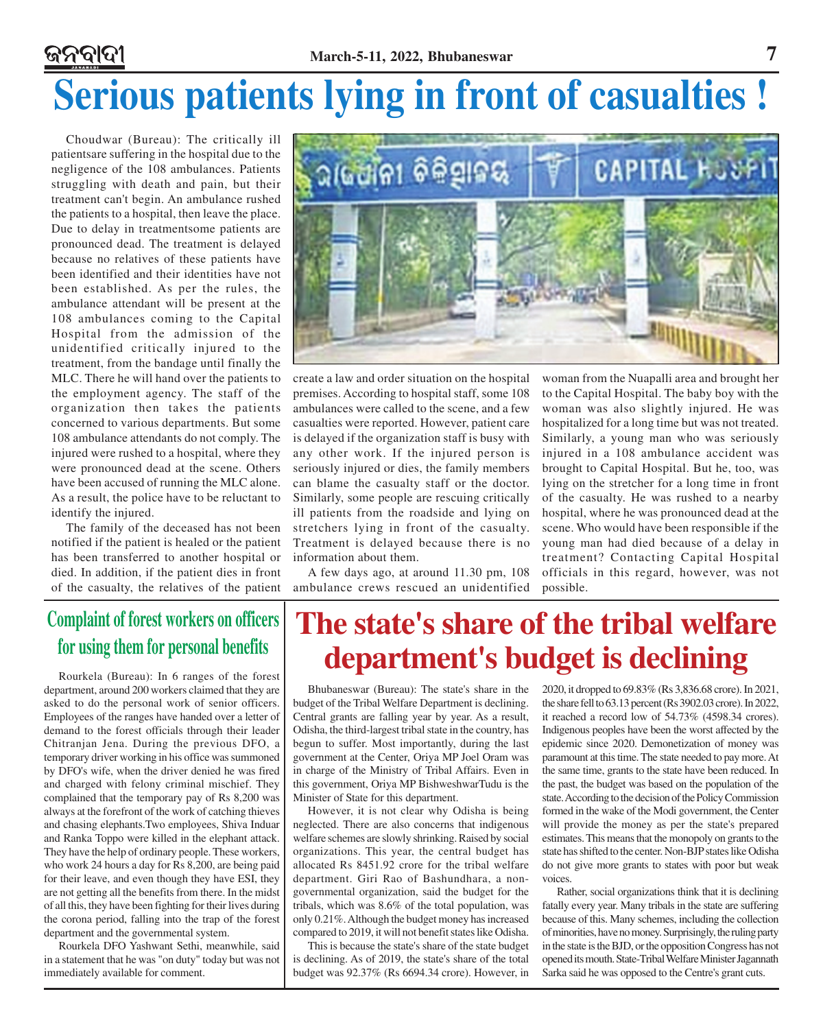# Serious patients lying in front of casualties !

Choudwar (Bureau): The critically ill patientsare suffering in the hospital due to the negligence of the 108 ambulances. Patients struggling with death and pain, but their treatment can't begin. An ambulance rushed the patients to a hospital, then leave the place. Due to delay in treatmentsome patients are pronounced dead. The treatment is delayed because no relatives of these patients have been identified and their identities have not been established. As per the rules, the ambulance attendant will be present at the 108 ambulances coming to the Capital Hospital from the admission of the unidentified critically injured to the treatment, from the bandage until finally the MLC. There he will hand over the patients to the employment agency. The staff of the organization then takes the patients concerned to various departments. But some 108 ambulance attendants do not comply. The injured were rushed to a hospital, where they were pronounced dead at the scene. Others have been accused of running the MLC alone. As a result, the police have to be reluctant to identify the injured.

The family of the deceased has not been notified if the patient is healed or the patient has been transferred to another hospital or died. In addition, if the patient dies in front of the casualty, the relatives of the patient create a law and order situation on the hospital premises. According to hospital staff, some 108 ambulances were called to the scene, and a few casualties were reported. However, patient care is delayed if the organization staff is busy with any other work. If the injured person is seriously injured or dies, the family members can blame the casualty staff or the doctor. Similarly, some people are rescuing critically ill patients from the roadside and lying on stretchers lying in front of the casualty. Treatment is delayed because there is no information about them.

A few days ago, at around 11.30 pm, 108 ambulance crews rescued an unidentified woman from the Nuapalli area and brought her to the Capital Hospital. The baby boy with the woman was also slightly injured. He was hospitalized for a long time but was not treated. Similarly, a young man who was seriously injured in a 108 ambulance accident was brought to Capital Hospital. But he, too, was lying on the stretcher for a long time in front of the casualty. He was rushed to a nearby hospital, where he was pronounced dead at the scene. Who would have been responsible if the young man had died because of a delay in treatment? Contacting Capital Hospital officials in this regard, however, was not possible.

## Complaint of forest workers on officers for using them for personal benefits

Rourkela (Bureau): In 6 ranges of the forest department, around 200 workers claimed that they are asked to do the personal work of senior officers. Employees of the ranges have handed over a letter of demand to the forest officials through their leader Chitranjan Jena. During the previous DFO, a temporary driver working in his office was summoned by DFO's wife, when the driver denied he was fired and charged with felony criminal mischief. They complained that the temporary pay of Rs 8,200 was always at the forefront of the work of catching thieves and chasing elephants.Two employees, Shiva Induar and Ranka Toppo were killed in the elephant attack. They have the help of ordinary people. These workers, who work 24 hours a day for Rs 8,200, are being paid for their leave, and even though they have ESI, they are not getting all the benefits from there. In the midst of all this, they have been fighting for their lives during the corona period, falling into the trap of the forest department and the governmental system.

Rourkela DFO Yashwant Sethi, meanwhile, said in a statement that he was "on duty" today but was not immediately available for comment.

## The state's share of the tribal welfare department's budget is declining

Bhubaneswar (Bureau): The state's share in the budget of the Tribal Welfare Department is declining. Central grants are falling year by year. As a result, Odisha, the third-largest tribal state in the country, has begun to suffer. Most importantly, during the last government at the Center, Oriya MP Joel Oram was in charge of the Ministry of Tribal Affairs. Even in this government, Oriya MP BishweshwarTudu is the Minister of State for this department.

However, it is not clear why Odisha is being neglected. There are also concerns that indigenous welfare schemes are slowly shrinking. Raised by social organizations. This year, the central budget has allocated Rs 8451.92 crore for the tribal welfare department. Giri Rao of Bashundhara, a non-governmental organization, said the budget for the tribals, which was 8.6% of the total population, was only 0.21%. Although the budget money has increased compared to 2019, it will not benefit states like Odisha.

This is because the state's share of the state budget is declining. As of 2019, the state's share of the total budget was 92.37% (Rs 6694.34 crore). However, in 2020, it dropped to 69.83% (Rs 3,836.68 crore). In 2021, the share fell to 63.13 percent (Rs 3902.03 crore). In 2022, it reached a record low of 54.73% (4598.34 crores). Indigenous peoples have been the worst affected by the epidemic since 2020. Demonetization of money was paramount at this time. The state needed to pay more. At the same time, grants to the state have been reduced. In the past, the budget was based on the population of the state. According to the decision of the Policy Commission formed in the wake of the Modi government, the Center will provide the money as per the state's prepared estimates. This means that the monopoly on grants to the state has shifted to the center. Non-BJP states like Odisha do not give more grants to states with poor but weak voices.

Rather, social organizations think that it is declining fatally every year. Many tribals in the state are suffering because of this. Many schemes, including the collection of minorities, have no money. Surprisingly, the ruling party in the state is the BJD, or the opposition Congress has not opened its mouth. State-Tribal Welfare Minister Jagannath Sarka said he was opposed to the Centre's grant cuts.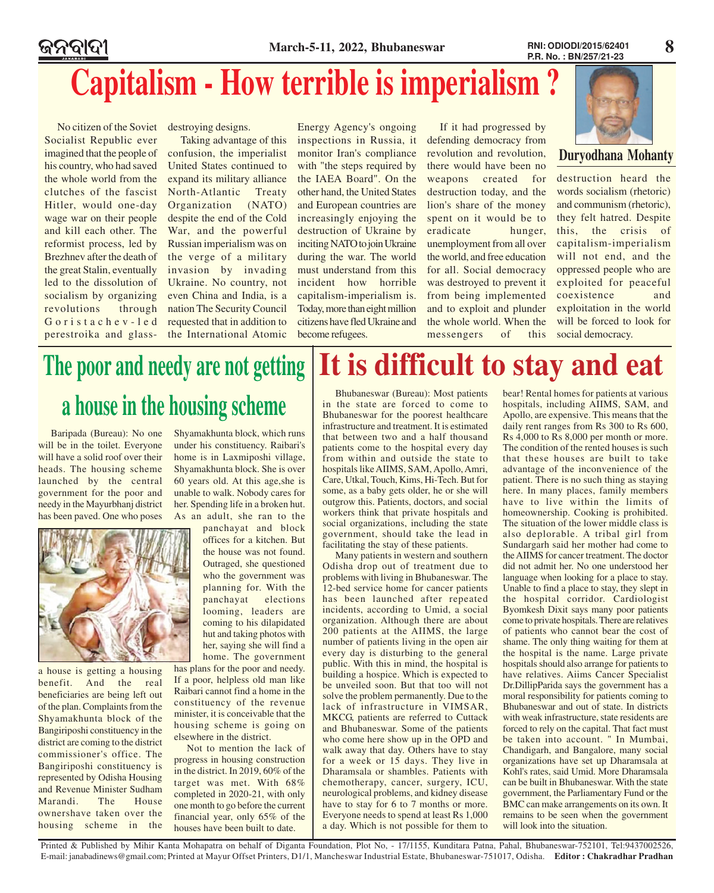# Capitalism - How terrible is imperialism ?

**Duryodhana Mohanty**

No citizen of the Soviet Socialist Republic ever imagined that the people of his country, who had saved the whole world from the clutches of the fascist Hitler, would one-day wage war on their people and kill each other. The reformist process, led by Brezhnev after the death of the great Stalin, eventually led to the dissolution of socialism by organizing revolutions through Goristachev-led perestroika and glass-destroying designs.

Taking advantage of this confusion, the imperialist United States continued to expand its military alliance North-Atlantic Treaty Organization (NATO) despite the end of the Cold War, and the powerful Russian imperialism was on the verge of a military invasion by invading Ukraine. No country, not even China and India, is a nation The Security Council requested that in addition to the International Atomic Energy Agency's ongoing inspections in Russia, it monitor Iran's compliance with "the steps required by the IAEA Board". On the other hand, the United States and European countries are increasingly enjoying the destruction of Ukraine by inciting NATO to join Ukraine during the war. The world must understand from this incident how horrible capitalism-imperialism is. Today, more than eight million citizens have fled Ukraine and become refugees.

If it had progressed by defending democracy from revolution and revolution, there would have been no weapons created for destruction today, and the lion's share of the money spent on it would be to eradicate hunger, unemployment from all over the world, and free education for all. Social democracy was destroyed to prevent it from being implemented and to exploit and plunder the whole world. When the messengers of this destruction heard the words socialism (rhetoric) and communism (rhetoric), they felt hatred. Despite this, the crisis of capitalism-imperialism will not end, and the oppressed people who are exploited for peaceful coexistence and exploitation in the world will be forced to look for social democracy.

# The poor and needy are not getting a house in the housing scheme

Baripada (Bureau): No one will be in the toilet. Everyone will have a solid roof over their heads. The housing scheme launched by the central government for the poor and needy in the Mayurbhanj district has been paved. One who poses a house is getting a housing benefit. And the real beneficiaries are being left out of the plan. Complaints from the Shyamakhunta block of the Bangiriposhi constituency in the district are coming to the district commissioner's office. The Bangiriposhi constituency is represented by Odisha Housing and Revenue Minister Sudham Marandi. The House ownershave taken over the housing scheme in the Shyamakhunta block, which runs under his constituency. Raibari's home is in Laxmiposhi village, Shyamakhunta block. She is over 60 years old. At this age,she is unable to walk. Nobody cares for her. Spending life in a broken hut. As an adult, she ran to the panchayat and block offices for a kitchen. But the house was not found. Outraged, she questioned who the government was planning for. With the panchayat elections looming, leaders are coming to his dilapidated hut and taking photos with her, saying she will find a home. The government has plans for the poor and needy. If a poor, helpless old man like Raibari cannot find a home in the constituency of the revenue minister, it is conceivable that the housing scheme is going on elsewhere in the district.

Not to mention the lack of progress in housing construction in the district. In 2019, 60% of the target was met. With 68% completed in 2020-21, with only one month to go before the current financial year, only 65% of the houses have been built to date.

# It is difficult to stay and eat

Bhubaneswar (Bureau): Most patients in the state are forced to come to Bhubaneswar for the poorest healthcare infrastructure and treatment. It is estimated that between two and a half thousand patients come to the hospital every day from within and outside the state to hospitals like AIIMS, SAM, Apollo, Amri, Care, Utkal, Touch, Kims, Hi-Tech. But for some, as a baby gets older, he or she will outgrow this. Patients, doctors, and social workers think that private hospitals and social organizations, including the state government, should take the lead in facilitating the stay of these patients.

Many patients in western and southern Odisha drop out of treatment due to problems with living in Bhubaneswar. The 12-bed service home for cancer patients has been launched after repeated incidents, according to Umid, a social organization. Although there are about 200 patients at the AIIMS, the large number of patients living in the open air every day is disturbing to the general public. With this in mind, the hospital is building a hospice. Which is expected to be unveiled soon. But that too will not solve the problem permanently. Due to the lack of infrastructure in VIMSAR, MKCG, patients are referred to Cuttack and Bhubaneswar. Some of the patients who come here show up in the OPD and walk away that day. Others have to stay for a week or 15 days. They live in Dharamsala or shambles. Patients with chemotherapy, cancer, surgery, ICU, neurological problems, and kidney disease have to stay for 6 to 7 months or more. Everyone needs to spend at least Rs 1,000 a day. Which is not possible for them to bear! Rental homes for patients at various hospitals, including AIIMS, SAM, and Apollo, are expensive. This means that the daily rent ranges from Rs 300 to Rs 600, Rs 4,000 to Rs 8,000 per month or more. The condition of the rented houses is such that these houses are built to take advantage of the inconvenience of the patient. There is no such thing as staying here. In many places, family members have to live within the limits of homeownership. Cooking is prohibited. The situation of the lower middle class is also deplorable. A tribal girl from Sundargarh said her mother had come to the AIIMS for cancer treatment. The doctor did not admit her. No one understood her language when looking for a place to stay. Unable to find a place to stay, they slept in the hospital corridor. Cardiologist Byomkesh Dixit says many poor patients come to private hospitals. There are relatives of patients who cannot bear the cost of shame. The only thing waiting for them at the hospital is the name. Large private hospitals should also arrange for patients to have relatives. Aiims Cancer Specialist Dr.DillipParida says the government has a moral responsibility for patients coming to Bhubaneswar and out of state. In districts with weak infrastructure, state residents are forced to rely on the capital. That fact must be taken into account. " In Mumbai, Chandigarh, and Bangalore, many social organizations have set up Dharamsala at Kohl's rates, said Umid. More Dharamsala can be built in Bhubaneswar. With the state government, the Parliamentary Fund or the BMC can make arrangements on its own. It remains to be seen when the government will look into the situation.

Printed & Published by Mihir Kanta Mohapatra on behalf of Diganta Foundation, Plot No, - 17/1155, Kunditara Patna, Pahal, Bhubaneswar-752101, Tel:9437002526, E-mail: janabadinews@gmail.com; Printed at Mayur Offset Printers, D1/1, Mancheswar Industrial Estate, Bhubaneswar-751017, Odisha. **Editor : Chakradhar Pradhan**